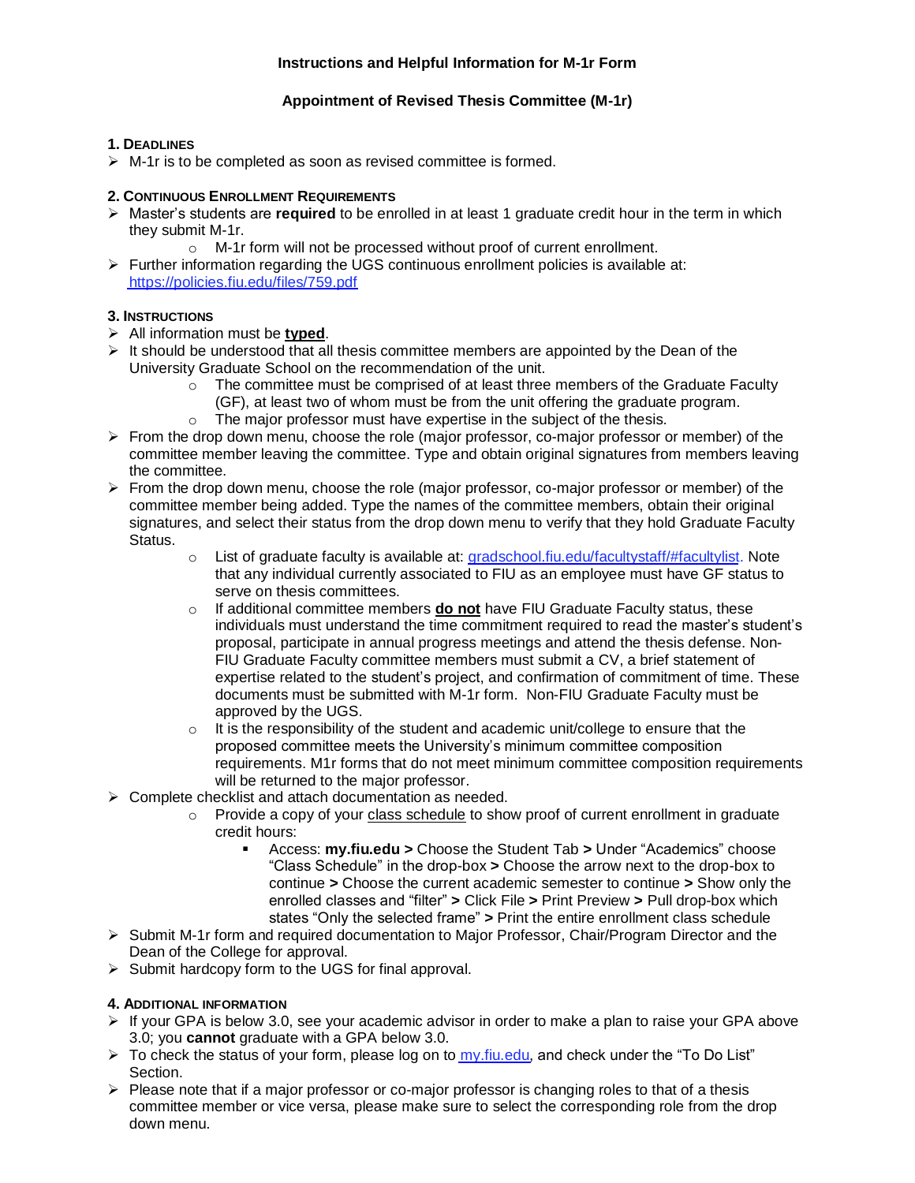# Instructions and Helpful Information for M-1r Form

## Appointment of Revised Thesis Committee (M-1r)

### 1. Deadlines

- M-1r is to be completed as soon as revised committee is formed.

### 2. Continuous Enrollment Requirements

- Master's students are **required** to be enrolled in at least 1 graduate credit hour in the term in which they submit M-1r.
  - M-1r form will not be processed without proof of current enrollment.
- Further information regarding the UGS continuous enrollment policies is available at: https://policies.fiu.edu/files/759.pdf

### 3. Instructions

- All information must be **typed**.
- It should be understood that all thesis committee members are appointed by the Dean of the University Graduate School on the recommendation of the unit.
  - The committee must be comprised of at least three members of the Graduate Faculty (GF), at least two of whom must be from the unit offering the graduate program.
  - The major professor must have expertise in the subject of the thesis.
- From the drop down menu, choose the role (major professor, co-major professor or member) of the committee member leaving the committee. Type and obtain original signatures from members leaving the committee.
- From the drop down menu, choose the role (major professor, co-major professor or member) of the committee member being added. Type the names of the committee members, obtain their original signatures, and select their status from the drop down menu to verify that they hold Graduate Faculty Status.
  - List of graduate faculty is available at: gradschool.fiu.edu/facultystaff/#facultylist. Note that any individual currently associated to FIU as an employee must have GF status to serve on thesis committees.
  - If additional committee members **do not** have FIU Graduate Faculty status, these individuals must understand the time commitment required to read the master's student's proposal, participate in annual progress meetings and attend the thesis defense. Non-FIU Graduate Faculty committee members must submit a CV, a brief statement of expertise related to the student's project, and confirmation of commitment of time. These documents must be submitted with M-1r form. Non-FIU Graduate Faculty must be approved by the UGS.
  - It is the responsibility of the student and academic unit/college to ensure that the proposed committee meets the University's minimum committee composition requirements. M1r forms that do not meet minimum committee composition requirements will be returned to the major professor.
- Complete checklist and attach documentation as needed.
  - Provide a copy of your class schedule to show proof of current enrollment in graduate credit hours:
    - Access: **my.fiu.edu >** Choose the Student Tab **>** Under "Academics" choose "Class Schedule" in the drop-box **>** Choose the arrow next to the drop-box to continue **>** Choose the current academic semester to continue **>** Show only the enrolled classes and "filter" **>** Click File **>** Print Preview **>** Pull drop-box which states "Only the selected frame" **>** Print the entire enrollment class schedule
- Submit M-1r form and required documentation to Major Professor, Chair/Program Director and the Dean of the College for approval.
- Submit hardcopy form to the UGS for final approval.

### 4. Additional Information

- If your GPA is below 3.0, see your academic advisor in order to make a plan to raise your GPA above 3.0; you **cannot** graduate with a GPA below 3.0.
- To check the status of your form, please log on to my.fiu.edu, and check under the "To Do List" Section.
- Please note that if a major professor or co-major professor is changing roles to that of a thesis committee member or vice versa, please make sure to select the corresponding role from the drop down menu.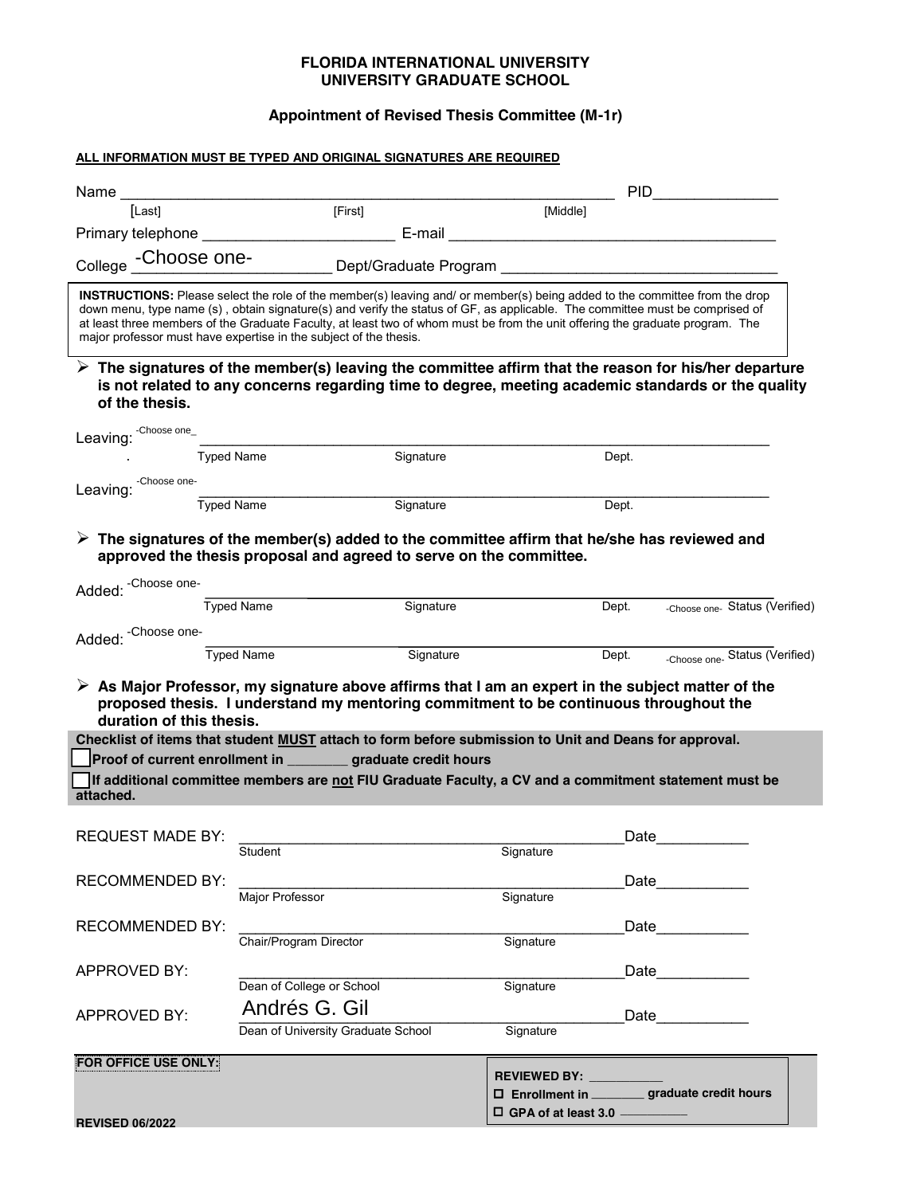**FLORIDA INTERNATIONAL UNIVERSITY**
**UNIVERSITY GRADUATE SCHOOL**

**Appointment of Revised Thesis Committee (M-1r)**

**ALL INFORMATION MUST BE TYPED AND ORIGINAL SIGNATURES ARE REQUIRED**

Name ______________________________________________________ PID______________
[Last] [First] [Middle]

Primary telephone ______________________ E-mail ______________________________________

College -Choose one-______________ Dept/Graduate Program _______________________________

**INSTRUCTIONS:** Please select the role of the member(s) leaving and/ or member(s) being added to the committee from the drop down menu, type name (s) , obtain signature(s) and verify the status of GF, as applicable. The committee must be comprised of at least three members of the Graduate Faculty, at least two of whom must be from the unit offering the graduate program. The major professor must have expertise in the subject of the thesis.

- **The signatures of the member(s) leaving the committee affirm that the reason for his/her departure is not related to any concerns regarding time to degree, meeting academic standards or the quality of the thesis.**

Leaving: -Choose one-_ ____________________________________________________________________
Typed Name Signature Dept.

Leaving: -Choose one- ____________________________________________________________________
Typed Name Signature Dept.

- **The signatures of the member(s) added to the committee affirm that he/she has reviewed and approved the thesis proposal and agreed to serve on the committee.**

Added: -Choose one- ____________________________________________________________________
Typed Name Signature Dept. -Choose one- Status (Verified)

Added: -Choose one- ____________________________________________________________________
Typed Name Signature Dept. -Choose one- Status (Verified)

- **As Major Professor, my signature above affirms that I am an expert in the subject matter of the proposed thesis. I understand my mentoring commitment to be continuous throughout the duration of this thesis.**

**Checklist of items that student MUST attach to form before submission to Unit and Deans for approval.**

- [ ] **Proof of current enrollment in ________ graduate credit hours**
- [ ] **If additional committee members are not FIU Graduate Faculty, a CV and a commitment statement must be attached.**

REQUEST MADE BY: ____________________________________________ Date___________
Student Signature

RECOMMENDED BY: ____________________________________________ Date___________
Major Professor Signature

RECOMMENDED BY: ____________________________________________ Date___________
Chair/Program Director Signature

APPROVED BY: ____________________________________________ Date___________
Dean of College or School Signature

APPROVED BY: Andrés G. Gil ______________________________ Date___________
Dean of University Graduate School Signature

**FOR OFFICE USE ONLY:**

**REVIEWED BY:** ___________
- [ ] **Enrollment in ________ graduate credit hours**
- [ ] **GPA of at least 3.0** ___________

**REVISED 06/2022**